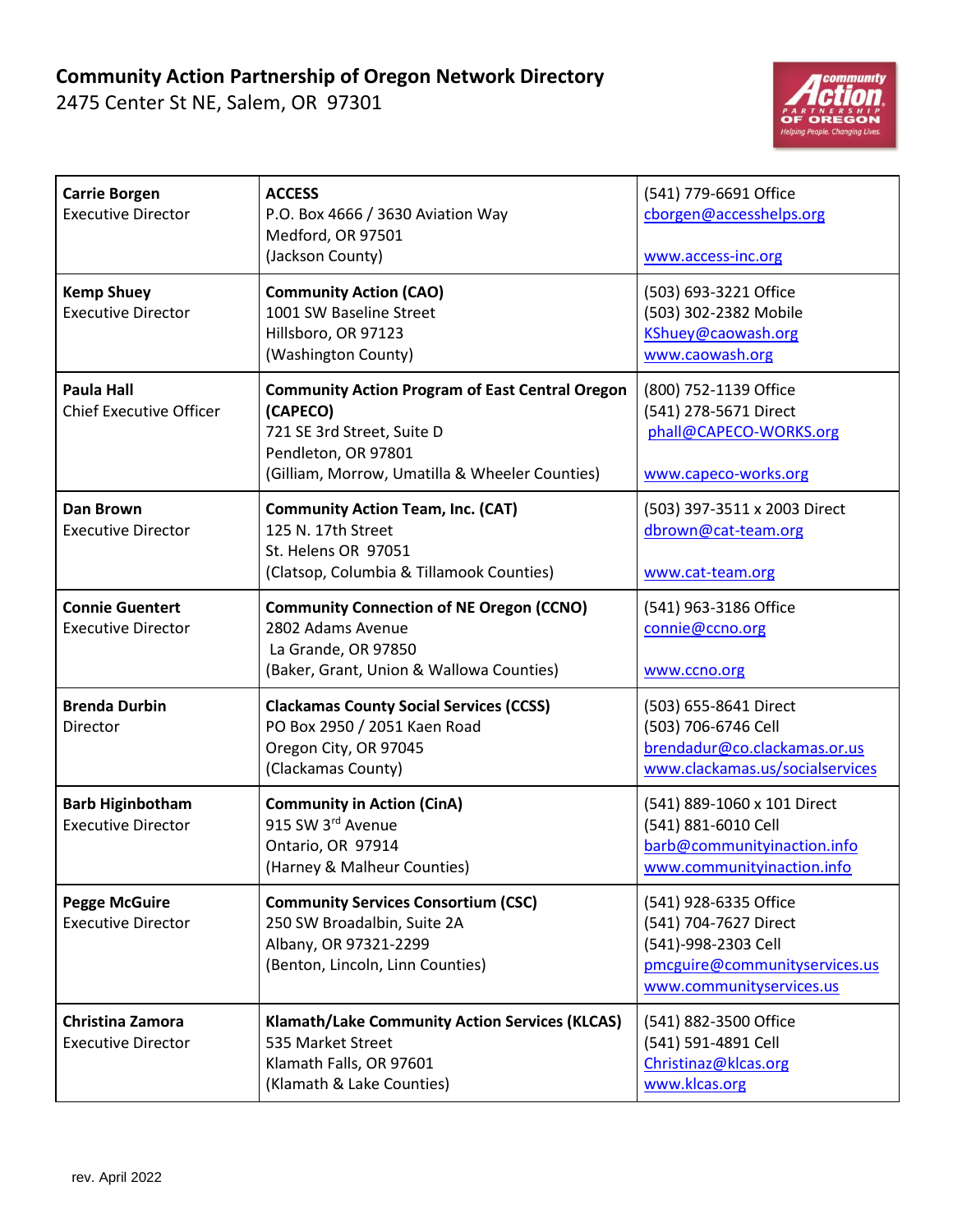# Community Action Partnership of Oregon Network Directory

2475 Center St NE, Salem, OR 97301

| | | |
|---|---|---|
| **Carrie Borgen**<br>Executive Director | **ACCESS**<br>P.O. Box 4666 / 3630 Aviation Way<br>Medford, OR 97501<br>(Jackson County) | (541) 779-6691 Office<br>cborgen@accesshelps.org<br><br>www.access-inc.org |
| **Kemp Shuey**<br>Executive Director | **Community Action (CAO)**<br>1001 SW Baseline Street<br>Hillsboro, OR 97123<br>(Washington County) | (503) 693-3221 Office<br>(503) 302-2382 Mobile<br>KShuey@caowash.org<br>www.caowash.org |
| **Paula Hall**<br>Chief Executive Officer | **Community Action Program of East Central Oregon (CAPECO)**<br>721 SE 3rd Street, Suite D<br>Pendleton, OR 97801<br>(Gilliam, Morrow, Umatilla & Wheeler Counties) | (800) 752-1139 Office<br>(541) 278-5671 Direct<br>phall@CAPECO-WORKS.org<br><br>www.capeco-works.org |
| **Dan Brown**<br>Executive Director | **Community Action Team, Inc. (CAT)**<br>125 N. 17th Street<br>St. Helens OR 97051<br>(Clatsop, Columbia & Tillamook Counties) | (503) 397-3511 x 2003 Direct<br>dbrown@cat-team.org<br><br>www.cat-team.org |
| **Connie Guentert**<br>Executive Director | **Community Connection of NE Oregon (CCNO)**<br>2802 Adams Avenue<br>La Grande, OR 97850<br>(Baker, Grant, Union & Wallowa Counties) | (541) 963-3186 Office<br>connie@ccno.org<br><br>www.ccno.org |
| **Brenda Durbin**<br>Director | **Clackamas County Social Services (CCSS)**<br>PO Box 2950 / 2051 Kaen Road<br>Oregon City, OR 97045<br>(Clackamas County) | (503) 655-8641 Direct<br>(503) 706-6746 Cell<br>brendadur@co.clackamas.or.us<br>www.clackamas.us/socialservices |
| **Barb Higinbotham**<br>Executive Director | **Community in Action (CinA)**<br>915 SW 3rd Avenue<br>Ontario, OR 97914<br>(Harney & Malheur Counties) | (541) 889-1060 x 101 Direct<br>(541) 881-6010 Cell<br>barb@communityinaction.info<br>www.communityinaction.info |
| **Pegge McGuire**<br>Executive Director | **Community Services Consortium (CSC)**<br>250 SW Broadalbin, Suite 2A<br>Albany, OR 97321-2299<br>(Benton, Lincoln, Linn Counties) | (541) 928-6335 Office<br>(541) 704-7627 Direct<br>(541)-998-2303 Cell<br>pmcguire@communityservices.us<br>www.communityservices.us |
| **Christina Zamora**<br>Executive Director | **Klamath/Lake Community Action Services (KLCAS)**<br>535 Market Street<br>Klamath Falls, OR 97601<br>(Klamath & Lake Counties) | (541) 882-3500 Office<br>(541) 591-4891 Cell<br>Christinaz@klcas.org<br>www.klcas.org |

rev. April 2022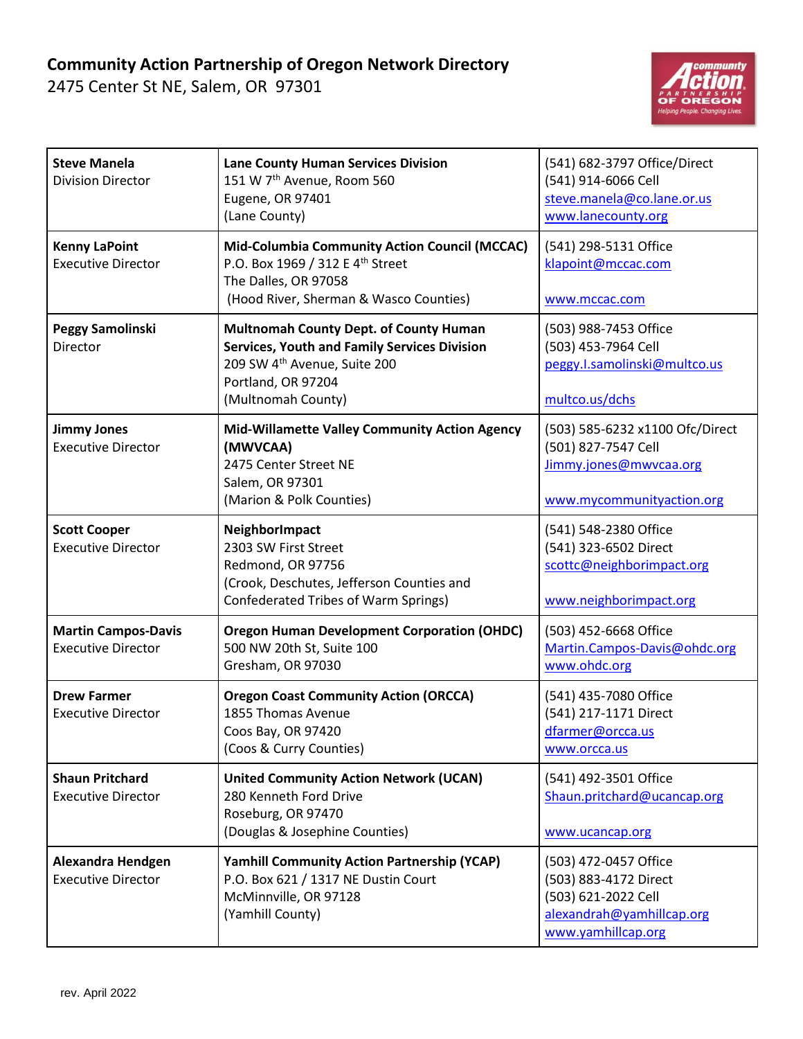**Community Action Partnership of Oregon Network Directory**
2475 Center St NE, Salem, OR 97301

| | | |
|---|---|---|
| **Steve Manela**<br>Division Director | **Lane County Human Services Division**<br>151 W 7th Avenue, Room 560<br>Eugene, OR 97401<br>(Lane County) | (541) 682-3797 Office/Direct<br>(541) 914-6066 Cell<br>steve.manela@co.lane.or.us<br>www.lanecounty.org |
| **Kenny LaPoint**<br>Executive Director | **Mid-Columbia Community Action Council (MCCAC)**<br>P.O. Box 1969 / 312 E 4th Street<br>The Dalles, OR 97058<br>(Hood River, Sherman & Wasco Counties) | (541) 298-5131 Office<br>klapoint@mccac.com<br><br>www.mccac.com |
| **Peggy Samolinski**<br>Director | **Multnomah County Dept. of County Human Services, Youth and Family Services Division**<br>209 SW 4th Avenue, Suite 200<br>Portland, OR 97204<br>(Multnomah County) | (503) 988-7453 Office<br>(503) 453-7964 Cell<br>peggy.l.samolinski@multco.us<br><br>multco.us/dchs |
| **Jimmy Jones**<br>Executive Director | **Mid-Willamette Valley Community Action Agency (MWVCAA)**<br>2475 Center Street NE<br>Salem, OR 97301<br>(Marion & Polk Counties) | (503) 585-6232 x1100 Ofc/Direct<br>(501) 827-7547 Cell<br>Jimmy.jones@mwvcaa.org<br><br>www.mycommunityaction.org |
| **Scott Cooper**<br>Executive Director | **NeighborImpact**<br>2303 SW First Street<br>Redmond, OR 97756<br>(Crook, Deschutes, Jefferson Counties and Confederated Tribes of Warm Springs) | (541) 548-2380 Office<br>(541) 323-6502 Direct<br>scottc@neighborimpact.org<br><br>www.neighborimpact.org |
| **Martin Campos-Davis**<br>Executive Director | **Oregon Human Development Corporation (OHDC)**<br>500 NW 20th St, Suite 100<br>Gresham, OR 97030 | (503) 452-6668 Office<br>Martin.Campos-Davis@ohdc.org<br>www.ohdc.org |
| **Drew Farmer**<br>Executive Director | **Oregon Coast Community Action (ORCCA)**<br>1855 Thomas Avenue<br>Coos Bay, OR 97420<br>(Coos & Curry Counties) | (541) 435-7080 Office<br>(541) 217-1171 Direct<br>dfarmer@orcca.us<br>www.orcca.us |
| **Shaun Pritchard**<br>Executive Director | **United Community Action Network (UCAN)**<br>280 Kenneth Ford Drive<br>Roseburg, OR 97470<br>(Douglas & Josephine Counties) | (541) 492-3501 Office<br>Shaun.pritchard@ucancap.org<br><br>www.ucancap.org |
| **Alexandra Hendgen**<br>Executive Director | **Yamhill Community Action Partnership (YCAP)**<br>P.O. Box 621 / 1317 NE Dustin Court<br>McMinnville, OR 97128<br>(Yamhill County) | (503) 472-0457 Office<br>(503) 883-4172 Direct<br>(503) 621-2022 Cell<br>alexandrah@yamhillcap.org<br>www.yamhillcap.org |

rev. April 2022